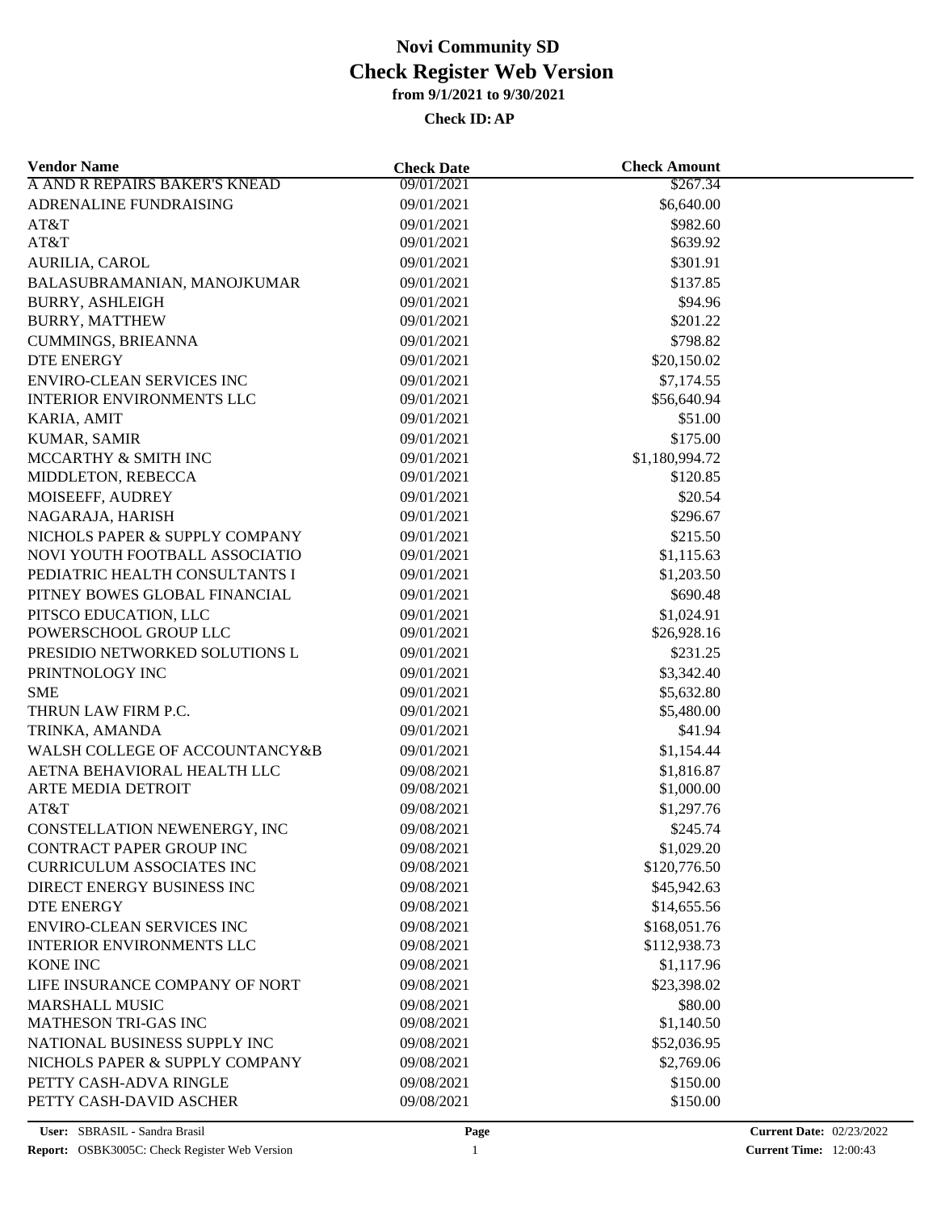# Novi Community SD
## Check Register Web Version
### from 9/1/2021 to 9/30/2021
**Check ID: AP**

| Vendor Name | Check Date | Check Amount |
|---|---|---|
| A AND R REPAIRS BAKER'S KNEAD | 09/01/2021 | $267.34 |
| ADRENALINE FUNDRAISING | 09/01/2021 | $6,640.00 |
| AT&T | 09/01/2021 | $982.60 |
| AT&T | 09/01/2021 | $639.92 |
| AURILIA, CAROL | 09/01/2021 | $301.91 |
| BALASUBRAMANIAN, MANOJKUMAR | 09/01/2021 | $137.85 |
| BURRY, ASHLEIGH | 09/01/2021 | $94.96 |
| BURRY, MATTHEW | 09/01/2021 | $201.22 |
| CUMMINGS, BRIEANNA | 09/01/2021 | $798.82 |
| DTE ENERGY | 09/01/2021 | $20,150.02 |
| ENVIRO-CLEAN SERVICES INC | 09/01/2021 | $7,174.55 |
| INTERIOR ENVIRONMENTS LLC | 09/01/2021 | $56,640.94 |
| KARIA, AMIT | 09/01/2021 | $51.00 |
| KUMAR, SAMIR | 09/01/2021 | $175.00 |
| MCCARTHY & SMITH INC | 09/01/2021 | $1,180,994.72 |
| MIDDLETON, REBECCA | 09/01/2021 | $120.85 |
| MOISEEFF, AUDREY | 09/01/2021 | $20.54 |
| NAGARAJA, HARISH | 09/01/2021 | $296.67 |
| NICHOLS PAPER & SUPPLY COMPANY | 09/01/2021 | $215.50 |
| NOVI YOUTH FOOTBALL ASSOCIATIO | 09/01/2021 | $1,115.63 |
| PEDIATRIC HEALTH CONSULTANTS I | 09/01/2021 | $1,203.50 |
| PITNEY BOWES GLOBAL FINANCIAL | 09/01/2021 | $690.48 |
| PITSCO EDUCATION, LLC | 09/01/2021 | $1,024.91 |
| POWERSCHOOL GROUP LLC | 09/01/2021 | $26,928.16 |
| PRESIDIO NETWORKED SOLUTIONS L | 09/01/2021 | $231.25 |
| PRINTNOLOGY INC | 09/01/2021 | $3,342.40 |
| SME | 09/01/2021 | $5,632.80 |
| THRUN LAW FIRM P.C. | 09/01/2021 | $5,480.00 |
| TRINKA, AMANDA | 09/01/2021 | $41.94 |
| WALSH COLLEGE OF ACCOUNTANCY&B | 09/01/2021 | $1,154.44 |
| AETNA BEHAVIORAL HEALTH LLC | 09/08/2021 | $1,816.87 |
| ARTE MEDIA DETROIT | 09/08/2021 | $1,000.00 |
| AT&T | 09/08/2021 | $1,297.76 |
| CONSTELLATION NEWENERGY, INC | 09/08/2021 | $245.74 |
| CONTRACT PAPER GROUP INC | 09/08/2021 | $1,029.20 |
| CURRICULUM ASSOCIATES INC | 09/08/2021 | $120,776.50 |
| DIRECT ENERGY BUSINESS INC | 09/08/2021 | $45,942.63 |
| DTE ENERGY | 09/08/2021 | $14,655.56 |
| ENVIRO-CLEAN SERVICES INC | 09/08/2021 | $168,051.76 |
| INTERIOR ENVIRONMENTS LLC | 09/08/2021 | $112,938.73 |
| KONE INC | 09/08/2021 | $1,117.96 |
| LIFE INSURANCE COMPANY OF NORT | 09/08/2021 | $23,398.02 |
| MARSHALL MUSIC | 09/08/2021 | $80.00 |
| MATHESON TRI-GAS INC | 09/08/2021 | $1,140.50 |
| NATIONAL BUSINESS SUPPLY INC | 09/08/2021 | $52,036.95 |
| NICHOLS PAPER & SUPPLY COMPANY | 09/08/2021 | $2,769.06 |
| PETTY CASH-ADVA RINGLE | 09/08/2021 | $150.00 |
| PETTY CASH-DAVID ASCHER | 09/08/2021 | $150.00 |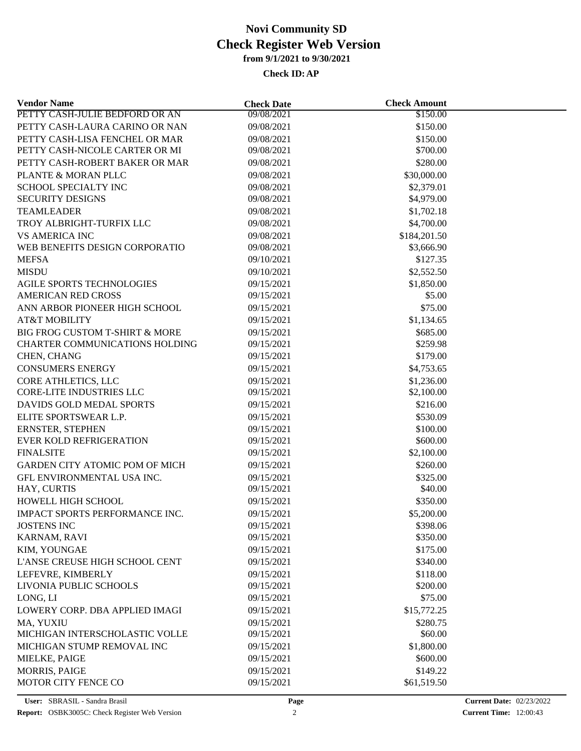# Novi Community SD
# Check Register Web Version
**from 9/1/2021 to 9/30/2021**

**Check ID: AP**

| Vendor Name | Check Date | Check Amount |
|---|---|---|
| PETTY CASH-JULIE BEDFORD OR AN | 09/08/2021 | $150.00 |
| PETTY CASH-LAURA CARINO OR NAN | 09/08/2021 | $150.00 |
| PETTY CASH-LISA FENCHEL OR MAR | 09/08/2021 | $150.00 |
| PETTY CASH-NICOLE CARTER OR MI | 09/08/2021 | $700.00 |
| PETTY CASH-ROBERT BAKER OR MAR | 09/08/2021 | $280.00 |
| PLANTE & MORAN PLLC | 09/08/2021 | $30,000.00 |
| SCHOOL SPECIALTY INC | 09/08/2021 | $2,379.01 |
| SECURITY DESIGNS | 09/08/2021 | $4,979.00 |
| TEAMLEADER | 09/08/2021 | $1,702.18 |
| TROY ALBRIGHT-TURFIX LLC | 09/08/2021 | $4,700.00 |
| VS AMERICA INC | 09/08/2021 | $184,201.50 |
| WEB BENEFITS DESIGN CORPORATIO | 09/08/2021 | $3,666.90 |
| MEFSA | 09/10/2021 | $127.35 |
| MISDU | 09/10/2021 | $2,552.50 |
| AGILE SPORTS TECHNOLOGIES | 09/15/2021 | $1,850.00 |
| AMERICAN RED CROSS | 09/15/2021 | $5.00 |
| ANN ARBOR PIONEER HIGH SCHOOL | 09/15/2021 | $75.00 |
| AT&T MOBILITY | 09/15/2021 | $1,134.65 |
| BIG FROG CUSTOM T-SHIRT & MORE | 09/15/2021 | $685.00 |
| CHARTER COMMUNICATIONS HOLDING | 09/15/2021 | $259.98 |
| CHEN, CHANG | 09/15/2021 | $179.00 |
| CONSUMERS ENERGY | 09/15/2021 | $4,753.65 |
| CORE ATHLETICS, LLC | 09/15/2021 | $1,236.00 |
| CORE-LITE INDUSTRIES LLC | 09/15/2021 | $2,100.00 |
| DAVIDS GOLD MEDAL SPORTS | 09/15/2021 | $216.00 |
| ELITE SPORTSWEAR L.P. | 09/15/2021 | $530.09 |
| ERNSTER, STEPHEN | 09/15/2021 | $100.00 |
| EVER KOLD REFRIGERATION | 09/15/2021 | $600.00 |
| FINALSITE | 09/15/2021 | $2,100.00 |
| GARDEN CITY ATOMIC POM OF MICH | 09/15/2021 | $260.00 |
| GFL ENVIRONMENTAL USA INC. | 09/15/2021 | $325.00 |
| HAY, CURTIS | 09/15/2021 | $40.00 |
| HOWELL HIGH SCHOOL | 09/15/2021 | $350.00 |
| IMPACT SPORTS PERFORMANCE INC. | 09/15/2021 | $5,200.00 |
| JOSTENS INC | 09/15/2021 | $398.06 |
| KARNAM, RAVI | 09/15/2021 | $350.00 |
| KIM, YOUNGAE | 09/15/2021 | $175.00 |
| L'ANSE CREUSE HIGH SCHOOL CENT | 09/15/2021 | $340.00 |
| LEFEVRE, KIMBERLY | 09/15/2021 | $118.00 |
| LIVONIA PUBLIC SCHOOLS | 09/15/2021 | $200.00 |
| LONG, LI | 09/15/2021 | $75.00 |
| LOWERY CORP. DBA APPLIED IMAGI | 09/15/2021 | $15,772.25 |
| MA, YUXIU | 09/15/2021 | $280.75 |
| MICHIGAN INTERSCHOLASTIC VOLLE | 09/15/2021 | $60.00 |
| MICHIGAN STUMP REMOVAL INC | 09/15/2021 | $1,800.00 |
| MIELKE, PAIGE | 09/15/2021 | $600.00 |
| MORRIS, PAIGE | 09/15/2021 | $149.22 |
| MOTOR CITY FENCE CO | 09/15/2021 | $61,519.50 |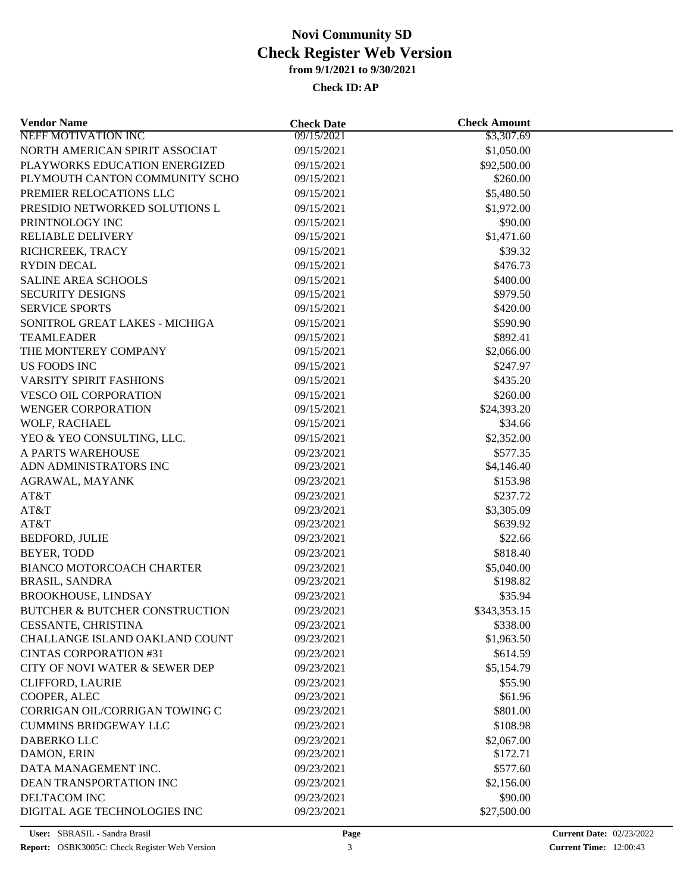# Novi Community SD
# Check Register Web Version
### from 9/1/2021 to 9/30/2021
### Check ID: AP

| Vendor Name | Check Date | Check Amount |
|---|---|---|
| NEFF MOTIVATION INC | 09/15/2021 | $3,307.69 |
| NORTH AMERICAN SPIRIT ASSOCIAT | 09/15/2021 | $1,050.00 |
| PLAYWORKS EDUCATION ENERGIZED | 09/15/2021 | $92,500.00 |
| PLYMOUTH CANTON COMMUNITY SCHO | 09/15/2021 | $260.00 |
| PREMIER RELOCATIONS LLC | 09/15/2021 | $5,480.50 |
| PRESIDIO NETWORKED SOLUTIONS L | 09/15/2021 | $1,972.00 |
| PRINTNOLOGY INC | 09/15/2021 | $90.00 |
| RELIABLE DELIVERY | 09/15/2021 | $1,471.60 |
| RICHCREEK, TRACY | 09/15/2021 | $39.32 |
| RYDIN DECAL | 09/15/2021 | $476.73 |
| SALINE AREA SCHOOLS | 09/15/2021 | $400.00 |
| SECURITY DESIGNS | 09/15/2021 | $979.50 |
| SERVICE SPORTS | 09/15/2021 | $420.00 |
| SONITROL GREAT LAKES - MICHIGA | 09/15/2021 | $590.90 |
| TEAMLEADER | 09/15/2021 | $892.41 |
| THE MONTEREY COMPANY | 09/15/2021 | $2,066.00 |
| US FOODS INC | 09/15/2021 | $247.97 |
| VARSITY SPIRIT FASHIONS | 09/15/2021 | $435.20 |
| VESCO OIL CORPORATION | 09/15/2021 | $260.00 |
| WENGER CORPORATION | 09/15/2021 | $24,393.20 |
| WOLF, RACHAEL | 09/15/2021 | $34.66 |
| YEO & YEO CONSULTING, LLC. | 09/15/2021 | $2,352.00 |
| A PARTS WAREHOUSE | 09/23/2021 | $577.35 |
| ADN ADMINISTRATORS INC | 09/23/2021 | $4,146.40 |
| AGRAWAL, MAYANK | 09/23/2021 | $153.98 |
| AT&T | 09/23/2021 | $237.72 |
| AT&T | 09/23/2021 | $3,305.09 |
| AT&T | 09/23/2021 | $639.92 |
| BEDFORD, JULIE | 09/23/2021 | $22.66 |
| BEYER, TODD | 09/23/2021 | $818.40 |
| BIANCO MOTORCOACH CHARTER | 09/23/2021 | $5,040.00 |
| BRASIL, SANDRA | 09/23/2021 | $198.82 |
| BROOKHOUSE, LINDSAY | 09/23/2021 | $35.94 |
| BUTCHER & BUTCHER CONSTRUCTION | 09/23/2021 | $343,353.15 |
| CESSANTE, CHRISTINA | 09/23/2021 | $338.00 |
| CHALLANGE ISLAND OAKLAND COUNT | 09/23/2021 | $1,963.50 |
| CINTAS CORPORATION #31 | 09/23/2021 | $614.59 |
| CITY OF NOVI WATER & SEWER DEP | 09/23/2021 | $5,154.79 |
| CLIFFORD, LAURIE | 09/23/2021 | $55.90 |
| COOPER, ALEC | 09/23/2021 | $61.96 |
| CORRIGAN OIL/CORRIGAN TOWING C | 09/23/2021 | $801.00 |
| CUMMINS BRIDGEWAY LLC | 09/23/2021 | $108.98 |
| DABERKO LLC | 09/23/2021 | $2,067.00 |
| DAMON, ERIN | 09/23/2021 | $172.71 |
| DATA MANAGEMENT INC. | 09/23/2021 | $577.60 |
| DEAN TRANSPORTATION INC | 09/23/2021 | $2,156.00 |
| DELTACOM INC | 09/23/2021 | $90.00 |
| DIGITAL AGE TECHNOLOGIES INC | 09/23/2021 | $27,500.00 |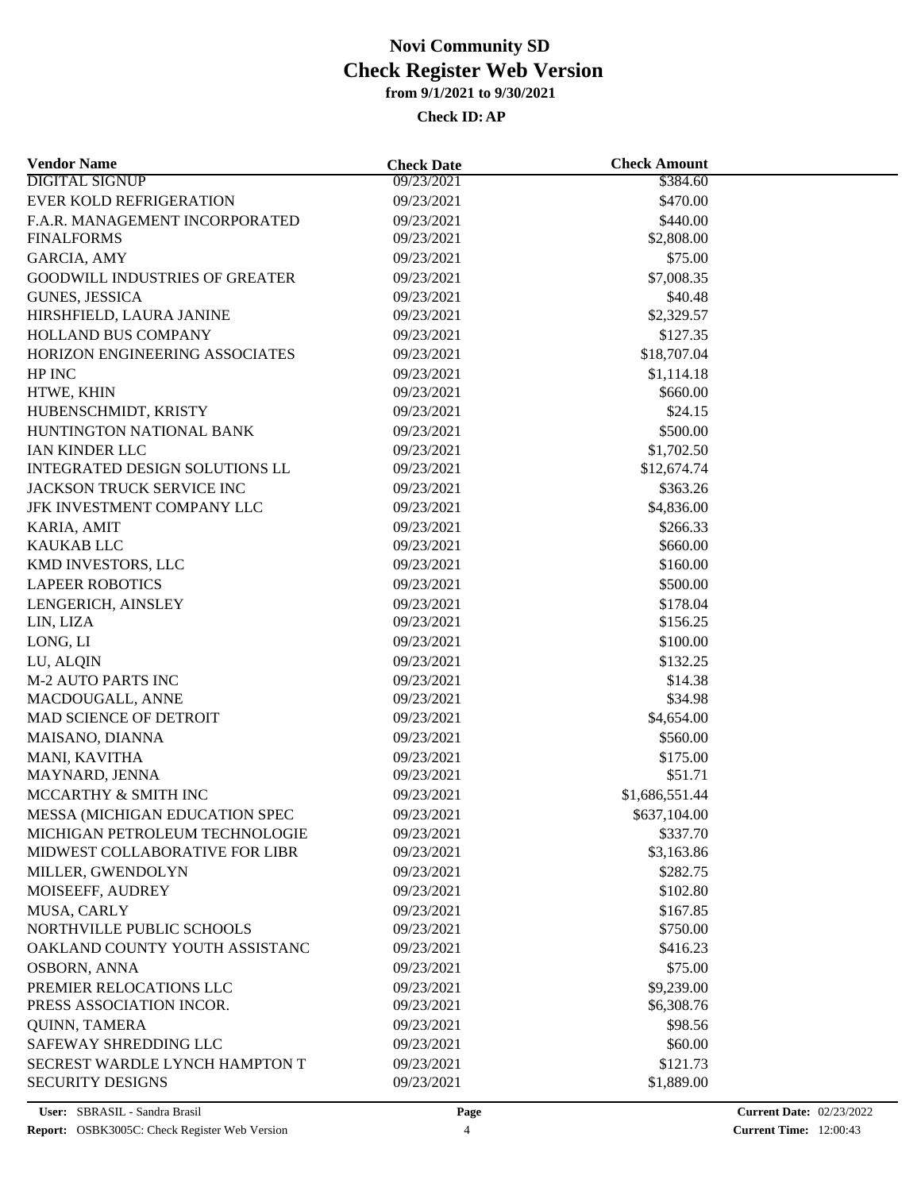# Novi Community SD
# Check Register Web Version
**from 9/1/2021 to 9/30/2021**

**Check ID: AP**

| Vendor Name | Check Date | Check Amount |
|---|---|---|
| DIGITAL SIGNUP | 09/23/2021 | $384.60 |
| EVER KOLD REFRIGERATION | 09/23/2021 | $470.00 |
| F.A.R. MANAGEMENT INCORPORATED | 09/23/2021 | $440.00 |
| FINALFORMS | 09/23/2021 | $2,808.00 |
| GARCIA, AMY | 09/23/2021 | $75.00 |
| GOODWILL INDUSTRIES OF GREATER | 09/23/2021 | $7,008.35 |
| GUNES, JESSICA | 09/23/2021 | $40.48 |
| HIRSHFIELD, LAURA JANINE | 09/23/2021 | $2,329.57 |
| HOLLAND BUS COMPANY | 09/23/2021 | $127.35 |
| HORIZON ENGINEERING ASSOCIATES | 09/23/2021 | $18,707.04 |
| HP INC | 09/23/2021 | $1,114.18 |
| HTWE, KHIN | 09/23/2021 | $660.00 |
| HUBENSCHMIDT, KRISTY | 09/23/2021 | $24.15 |
| HUNTINGTON NATIONAL BANK | 09/23/2021 | $500.00 |
| IAN KINDER LLC | 09/23/2021 | $1,702.50 |
| INTEGRATED DESIGN SOLUTIONS LL | 09/23/2021 | $12,674.74 |
| JACKSON TRUCK SERVICE INC | 09/23/2021 | $363.26 |
| JFK INVESTMENT COMPANY LLC | 09/23/2021 | $4,836.00 |
| KARIA, AMIT | 09/23/2021 | $266.33 |
| KAUKAB LLC | 09/23/2021 | $660.00 |
| KMD INVESTORS, LLC | 09/23/2021 | $160.00 |
| LAPEER ROBOTICS | 09/23/2021 | $500.00 |
| LENGERICH, AINSLEY | 09/23/2021 | $178.04 |
| LIN, LIZA | 09/23/2021 | $156.25 |
| LONG, LI | 09/23/2021 | $100.00 |
| LU, ALQIN | 09/23/2021 | $132.25 |
| M-2 AUTO PARTS INC | 09/23/2021 | $14.38 |
| MACDOUGALL, ANNE | 09/23/2021 | $34.98 |
| MAD SCIENCE OF DETROIT | 09/23/2021 | $4,654.00 |
| MAISANO, DIANNA | 09/23/2021 | $560.00 |
| MANI, KAVITHA | 09/23/2021 | $175.00 |
| MAYNARD, JENNA | 09/23/2021 | $51.71 |
| MCCARTHY & SMITH INC | 09/23/2021 | $1,686,551.44 |
| MESSA (MICHIGAN EDUCATION SPEC | 09/23/2021 | $637,104.00 |
| MICHIGAN PETROLEUM TECHNOLOGIE | 09/23/2021 | $337.70 |
| MIDWEST COLLABORATIVE FOR LIBR | 09/23/2021 | $3,163.86 |
| MILLER, GWENDOLYN | 09/23/2021 | $282.75 |
| MOISEEFF, AUDREY | 09/23/2021 | $102.80 |
| MUSA, CARLY | 09/23/2021 | $167.85 |
| NORTHVILLE PUBLIC SCHOOLS | 09/23/2021 | $750.00 |
| OAKLAND COUNTY YOUTH ASSISTANC | 09/23/2021 | $416.23 |
| OSBORN, ANNA | 09/23/2021 | $75.00 |
| PREMIER RELOCATIONS LLC | 09/23/2021 | $9,239.00 |
| PRESS ASSOCIATION INCOR. | 09/23/2021 | $6,308.76 |
| QUINN, TAMERA | 09/23/2021 | $98.56 |
| SAFEWAY SHREDDING LLC | 09/23/2021 | $60.00 |
| SECREST WARDLE LYNCH HAMPTON T | 09/23/2021 | $121.73 |
| SECURITY DESIGNS | 09/23/2021 | $1,889.00 |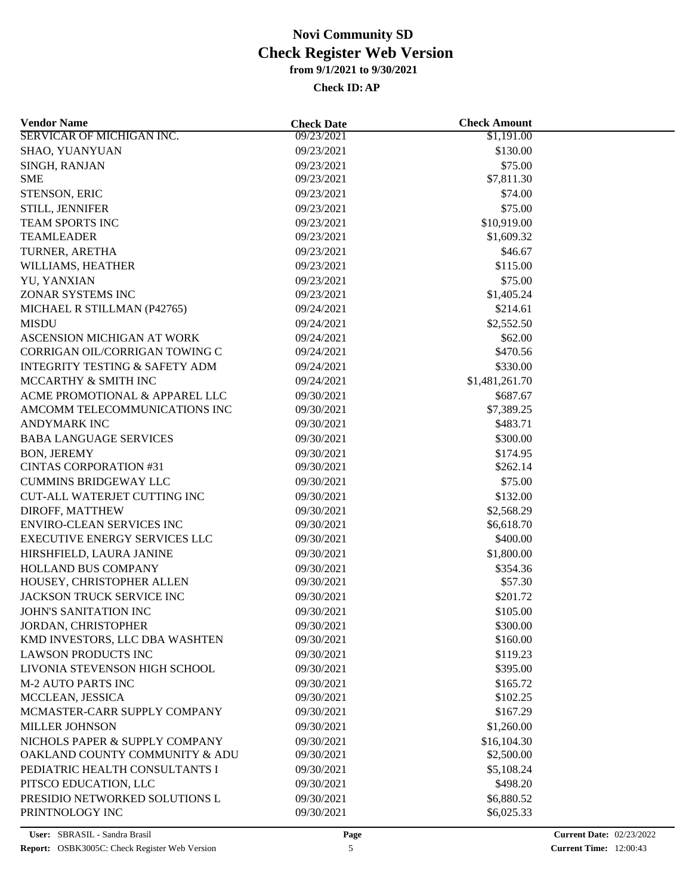# Novi Community SD
# Check Register Web Version
### from 9/1/2021 to 9/30/2021
### Check ID: AP

| Vendor Name | Check Date | Check Amount |
|---|---|---|
| SERVICAR OF MICHIGAN INC. | 09/23/2021 | $1,191.00 |
| SHAO, YUANYUAN | 09/23/2021 | $130.00 |
| SINGH, RANJAN | 09/23/2021 | $75.00 |
| SME | 09/23/2021 | $7,811.30 |
| STENSON, ERIC | 09/23/2021 | $74.00 |
| STILL, JENNIFER | 09/23/2021 | $75.00 |
| TEAM SPORTS INC | 09/23/2021 | $10,919.00 |
| TEAMLEADER | 09/23/2021 | $1,609.32 |
| TURNER, ARETHA | 09/23/2021 | $46.67 |
| WILLIAMS, HEATHER | 09/23/2021 | $115.00 |
| YU, YANXIAN | 09/23/2021 | $75.00 |
| ZONAR SYSTEMS INC | 09/23/2021 | $1,405.24 |
| MICHAEL R STILLMAN (P42765) | 09/24/2021 | $214.61 |
| MISDU | 09/24/2021 | $2,552.50 |
| ASCENSION MICHIGAN AT WORK | 09/24/2021 | $62.00 |
| CORRIGAN OIL/CORRIGAN TOWING C | 09/24/2021 | $470.56 |
| INTEGRITY TESTING & SAFETY ADM | 09/24/2021 | $330.00 |
| MCCARTHY & SMITH INC | 09/24/2021 | $1,481,261.70 |
| ACME PROMOTIONAL & APPAREL LLC | 09/30/2021 | $687.67 |
| AMCOMM TELECOMMUNICATIONS INC | 09/30/2021 | $7,389.25 |
| ANDYMARK INC | 09/30/2021 | $483.71 |
| BABA LANGUAGE SERVICES | 09/30/2021 | $300.00 |
| BON, JEREMY | 09/30/2021 | $174.95 |
| CINTAS CORPORATION #31 | 09/30/2021 | $262.14 |
| CUMMINS BRIDGEWAY LLC | 09/30/2021 | $75.00 |
| CUT-ALL WATERJET CUTTING INC | 09/30/2021 | $132.00 |
| DIROFF, MATTHEW | 09/30/2021 | $2,568.29 |
| ENVIRO-CLEAN SERVICES INC | 09/30/2021 | $6,618.70 |
| EXECUTIVE ENERGY SERVICES LLC | 09/30/2021 | $400.00 |
| HIRSHFIELD, LAURA JANINE | 09/30/2021 | $1,800.00 |
| HOLLAND BUS COMPANY | 09/30/2021 | $354.36 |
| HOUSEY, CHRISTOPHER ALLEN | 09/30/2021 | $57.30 |
| JACKSON TRUCK SERVICE INC | 09/30/2021 | $201.72 |
| JOHN'S SANITATION INC | 09/30/2021 | $105.00 |
| JORDAN, CHRISTOPHER | 09/30/2021 | $300.00 |
| KMD INVESTORS, LLC DBA WASHTEN | 09/30/2021 | $160.00 |
| LAWSON PRODUCTS INC | 09/30/2021 | $119.23 |
| LIVONIA STEVENSON HIGH SCHOOL | 09/30/2021 | $395.00 |
| M-2 AUTO PARTS INC | 09/30/2021 | $165.72 |
| MCCLEAN, JESSICA | 09/30/2021 | $102.25 |
| MCMASTER-CARR SUPPLY COMPANY | 09/30/2021 | $167.29 |
| MILLER JOHNSON | 09/30/2021 | $1,260.00 |
| NICHOLS PAPER & SUPPLY COMPANY | 09/30/2021 | $16,104.30 |
| OAKLAND COUNTY COMMUNITY & ADU | 09/30/2021 | $2,500.00 |
| PEDIATRIC HEALTH CONSULTANTS I | 09/30/2021 | $5,108.24 |
| PITSCO EDUCATION, LLC | 09/30/2021 | $498.20 |
| PRESIDIO NETWORKED SOLUTIONS L | 09/30/2021 | $6,880.52 |
| PRINTNOLOGY INC | 09/30/2021 | $6,025.33 |

User: SBRASIL - Sandra Brasil
Report: OSBK3005C: Check Register Web Version
Current Date: 02/23/2022
Current Time: 12:00:43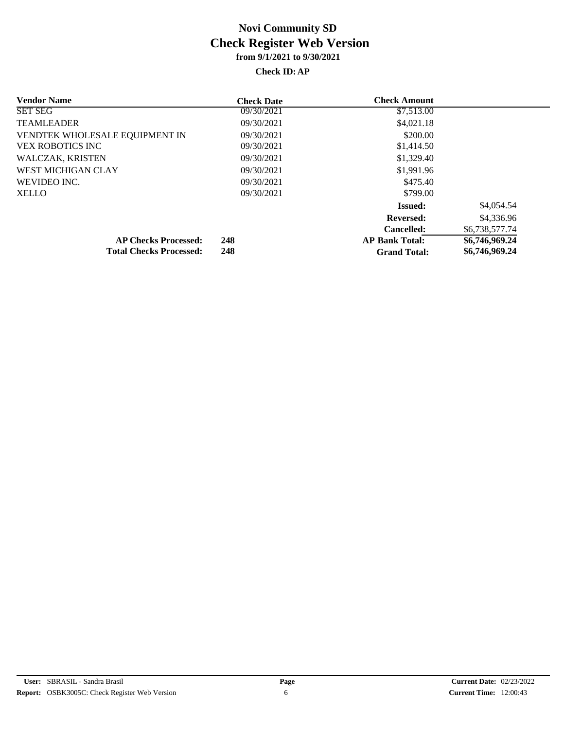# Novi Community SD

## Check Register Web Version

**from 9/1/2021 to 9/30/2021**

**Check ID: AP**

| Vendor Name | Check Date | Check Amount | |
|---|---|---|---|
| SET SEG | 09/30/2021 | $7,513.00 | |
| TEAMLEADER | 09/30/2021 | $4,021.18 | |
| VENDTEK WHOLESALE EQUIPMENT IN | 09/30/2021 | $200.00 | |
| VEX ROBOTICS INC | 09/30/2021 | $1,414.50 | |
| WALCZAK, KRISTEN | 09/30/2021 | $1,329.40 | |
| WEST MICHIGAN CLAY | 09/30/2021 | $1,991.96 | |
| WEVIDEO INC. | 09/30/2021 | $475.40 | |
| XELLO | 09/30/2021 | $799.00 | |
| | | **Issued:** | $4,054.54 |
| | | **Reversed:** | $4,336.96 |
| | | **Cancelled:** | $6,738,577.74 |
| **AP Checks Processed:** | **248** | **AP Bank Total:** | **$6,746,969.24** |
| **Total Checks Processed:** | **248** | **Grand Total:** | **$6,746,969.24** |

**User:** SBRASIL - Sandra Brasil
**Report:** OSBK3005C: Check Register Web Version
**Current Date:** 02/23/2022
**Current Time:** 12:00:43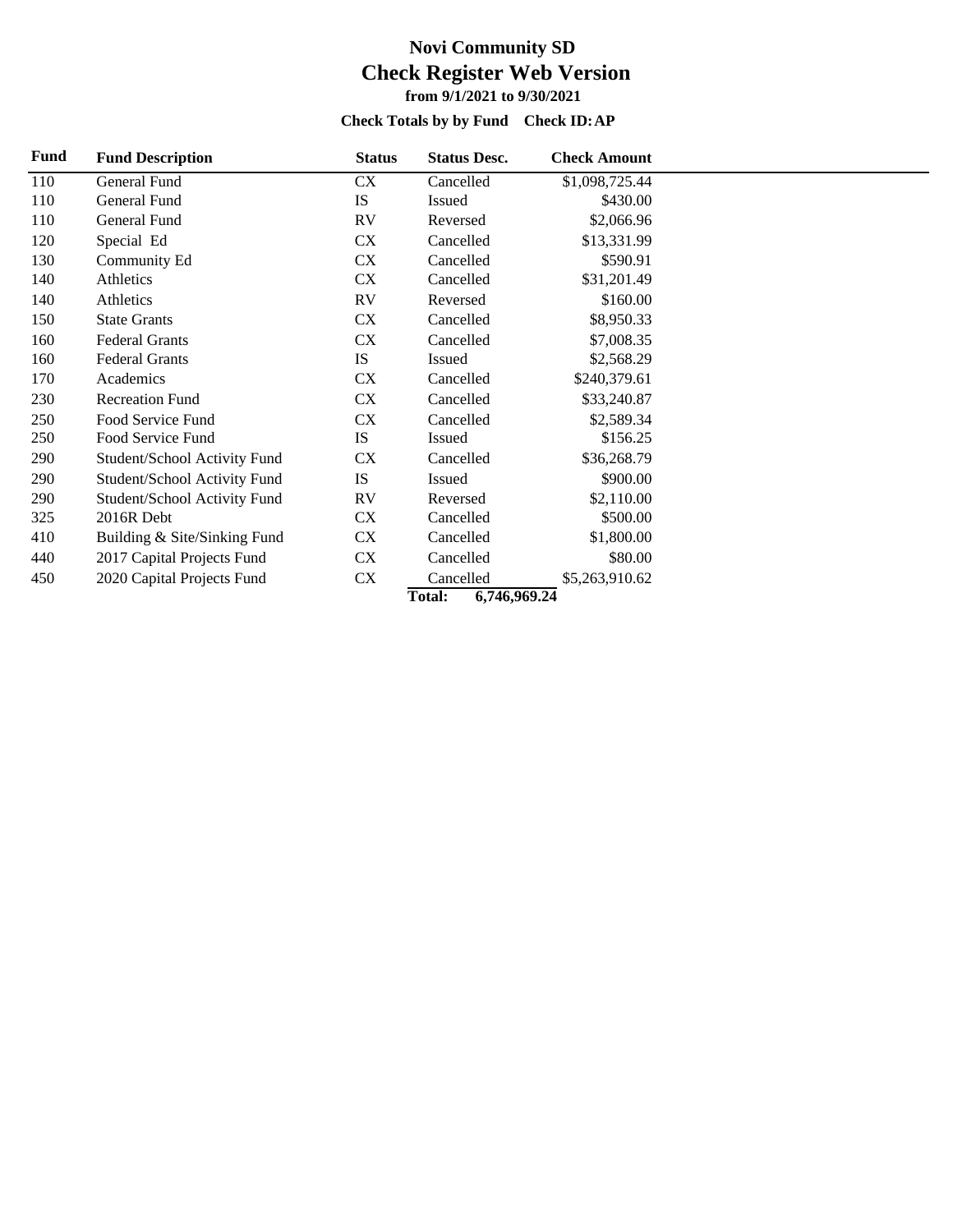# Novi Community SD

## Check Register Web Version

**from 9/1/2021 to 9/30/2021**

**Check Totals by by Fund Check ID: AP**

| Fund | Fund Description | Status | Status Desc. | Check Amount |
|---|---|---|---|---|
| 110 | General Fund | CX | Cancelled | $1,098,725.44 |
| 110 | General Fund | IS | Issued | $430.00 |
| 110 | General Fund | RV | Reversed | $2,066.96 |
| 120 | Special Ed | CX | Cancelled | $13,331.99 |
| 130 | Community Ed | CX | Cancelled | $590.91 |
| 140 | Athletics | CX | Cancelled | $31,201.49 |
| 140 | Athletics | RV | Reversed | $160.00 |
| 150 | State Grants | CX | Cancelled | $8,950.33 |
| 160 | Federal Grants | CX | Cancelled | $7,008.35 |
| 160 | Federal Grants | IS | Issued | $2,568.29 |
| 170 | Academics | CX | Cancelled | $240,379.61 |
| 230 | Recreation Fund | CX | Cancelled | $33,240.87 |
| 250 | Food Service Fund | CX | Cancelled | $2,589.34 |
| 250 | Food Service Fund | IS | Issued | $156.25 |
| 290 | Student/School Activity Fund | CX | Cancelled | $36,268.79 |
| 290 | Student/School Activity Fund | IS | Issued | $900.00 |
| 290 | Student/School Activity Fund | RV | Reversed | $2,110.00 |
| 325 | 2016R Debt | CX | Cancelled | $500.00 |
| 410 | Building & Site/Sinking Fund | CX | Cancelled | $1,800.00 |
| 440 | 2017 Capital Projects Fund | CX | Cancelled | $80.00 |
| 450 | 2020 Capital Projects Fund | CX | Cancelled | $5,263,910.62 |
| | | | **Total:** | **6,746,969.24** |